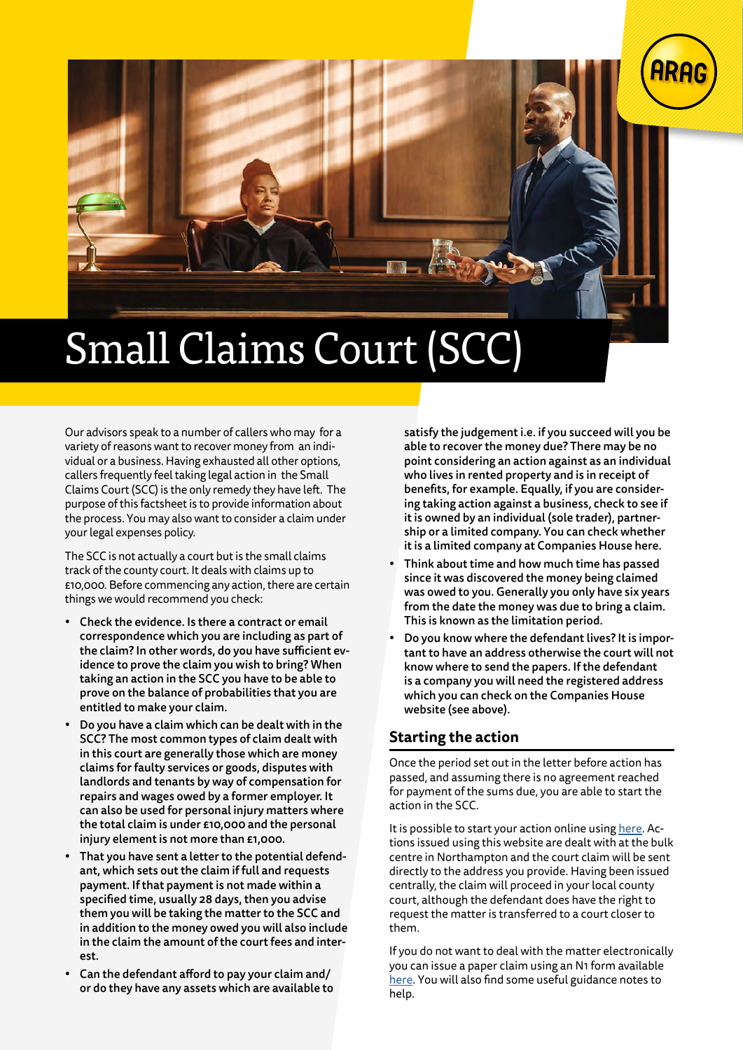# Small Claims Court (SCC)

Our advisors speak to a number of callers who may for a variety of reasons want to recover money from an individual or a business. Having exhausted all other options, callers frequently feel taking legal action in the Small Claims Court (SCC) is the only remedy they have left. The purpose of this factsheet is to provide information about the process. You may also want to consider a claim under your legal expenses policy.

The SCC is not actually a court but is the small claims track of the county court. It deals with claims up to £10,000. Before commencing any action, there are certain things we would recommend you check:

- **Check the evidence. Is there a contract or email correspondence which you are including as part of the claim? In other words, do you have sufficient evidence to prove the claim you wish to bring? When taking an action in the SCC you have to be able to prove on the balance of probabilities that you are entitled to make your claim.**
- **Do you have a claim which can be dealt with in the SCC? The most common types of claim dealt with in this court are generally those which are money claims for faulty services or goods, disputes with landlords and tenants by way of compensation for repairs and wages owed by a former employer. It can also be used for personal injury matters where the total claim is under £10,000 and the personal injury element is not more than £1,000.**
- **That you have sent a letter to the potential defendant, which sets out the claim if full and requests payment. If that payment is not made within a specified time, usually 28 days, then you advise them you will be taking the matter to the SCC and in addition to the money owed you will also include in the claim the amount of the court fees and interest.**
- **Can the defendant afford to pay your claim and/or do they have any assets which are available to satisfy the judgement i.e. if you succeed will you be able to recover the money due? There may be no point considering an action against as an individual who lives in rented property and is in receipt of benefits, for example. Equally, if you are considering taking action against a business, check to see if it is owned by an individual (sole trader), partnership or a limited company. You can check whether it is a limited company at Companies House here.**
- **Think about time and how much time has passed since it was discovered the money being claimed was owed to you. Generally you only have six years from the date the money was due to bring a claim. This is known as the limitation period.**
- **Do you know where the defendant lives? It is important to have an address otherwise the court will not know where to send the papers. If the defendant is a company you will need the registered address which you can check on the Companies House website (see above).**

## Starting the action

Once the period set out in the letter before action has passed, and assuming there is no agreement reached for payment of the sums due, you are able to start the action in the SCC.

It is possible to start your action online using here. Actions issued using this website are dealt with at the bulk centre in Northampton and the court claim will be sent directly to the address you provide. Having been issued centrally, the claim will proceed in your local county court, although the defendant does have the right to request the matter is transferred to a court closer to them.

If you do not want to deal with the matter electronically you can issue a paper claim using an N1 form available here. You will also find some useful guidance notes to help.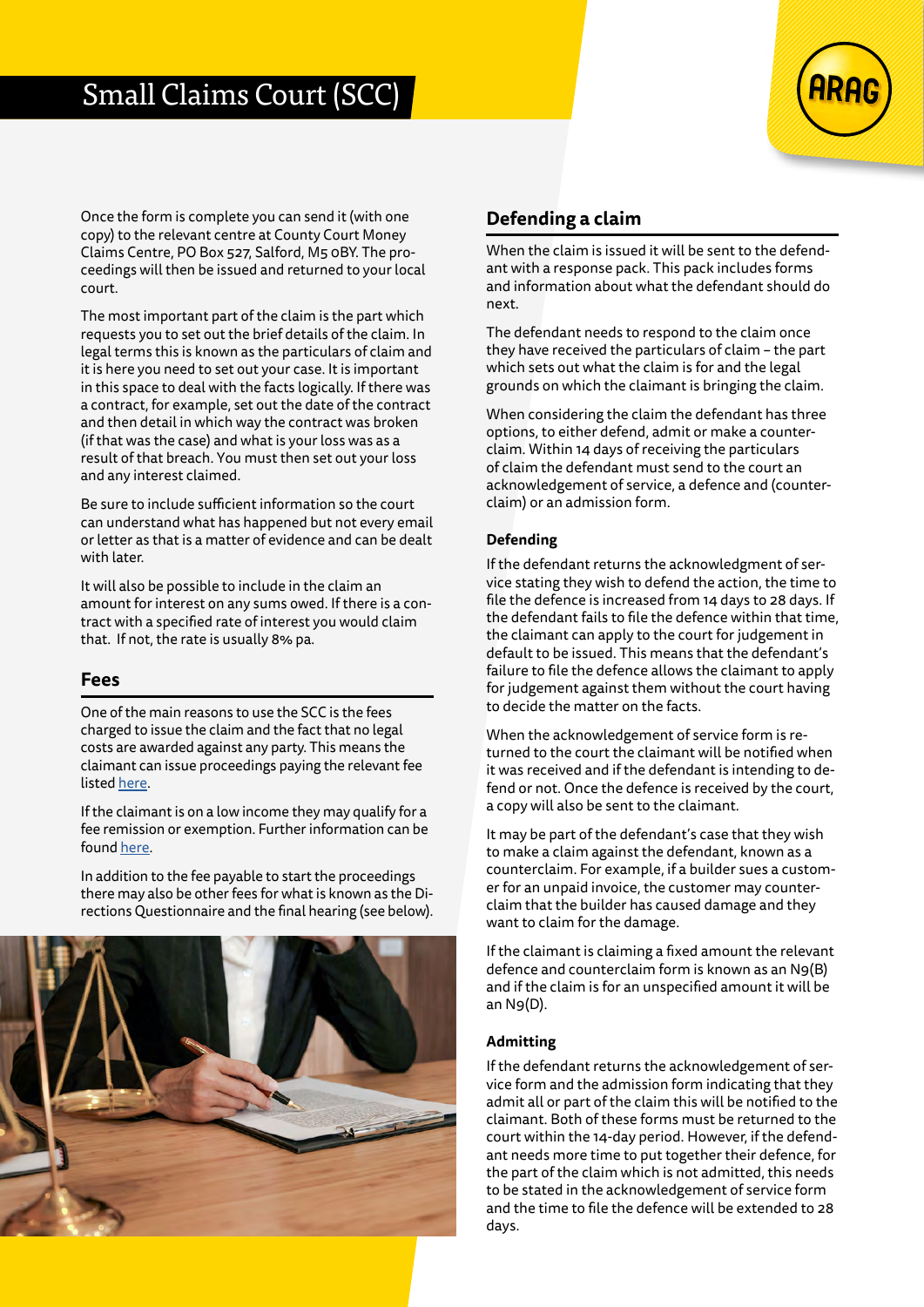Once the form is complete you can send it (with one copy) to the relevant centre at County Court Money Claims Centre, PO Box 527, Salford, M5 0BY. The proceedings will then be issued and returned to your local court.

The most important part of the claim is the part which requests you to set out the brief details of the claim. In legal terms this is known as the particulars of claim and it is here you need to set out your case. It is important in this space to deal with the facts logically. If there was a contract, for example, set out the date of the contract and then detail in which way the contract was broken (if that was the case) and what is your loss was as a result of that breach. You must then set out your loss and any interest claimed.

Be sure to include sufficient information so the court can understand what has happened but not every email or letter as that is a matter of evidence and can be dealt with later.

It will also be possible to include in the claim an amount for interest on any sums owed. If there is a contract with a specified rate of interest you would claim that. If not, the rate is usually 8% pa.

## Fees

One of the main reasons to use the SCC is the fees charged to issue the claim and the fact that no legal costs are awarded against any party. This means the claimant can issue proceedings paying the relevant fee listed here.

If the claimant is on a low income they may qualify for a fee remission or exemption. Further information can be found here.

In addition to the fee payable to start the proceedings there may also be other fees for what is known as the Directions Questionnaire and the final hearing (see below).

## Defending a claim

When the claim is issued it will be sent to the defendant with a response pack. This pack includes forms and information about what the defendant should do next.

The defendant needs to respond to the claim once they have received the particulars of claim – the part which sets out what the claim is for and the legal grounds on which the claimant is bringing the claim.

When considering the claim the defendant has three options, to either defend, admit or make a counterclaim. Within 14 days of receiving the particulars of claim the defendant must send to the court an acknowledgement of service, a defence and (counterclaim) or an admission form.

### Defending

If the defendant returns the acknowledgment of service stating they wish to defend the action, the time to file the defence is increased from 14 days to 28 days. If the defendant fails to file the defence within that time, the claimant can apply to the court for judgement in default to be issued. This means that the defendant's failure to file the defence allows the claimant to apply for judgement against them without the court having to decide the matter on the facts.

When the acknowledgement of service form is returned to the court the claimant will be notified when it was received and if the defendant is intending to defend or not. Once the defence is received by the court, a copy will also be sent to the claimant.

It may be part of the defendant's case that they wish to make a claim against the defendant, known as a counterclaim. For example, if a builder sues a customer for an unpaid invoice, the customer may counterclaim that the builder has caused damage and they want to claim for the damage.

If the claimant is claiming a fixed amount the relevant defence and counterclaim form is known as an N9(B) and if the claim is for an unspecified amount it will be an N9(D).

### Admitting

If the defendant returns the acknowledgement of service form and the admission form indicating that they admit all or part of the claim this will be notified to the claimant. Both of these forms must be returned to the court within the 14-day period. However, if the defendant needs more time to put together their defence, for the part of the claim which is not admitted, this needs to be stated in the acknowledgement of service form and the time to file the defence will be extended to 28 days.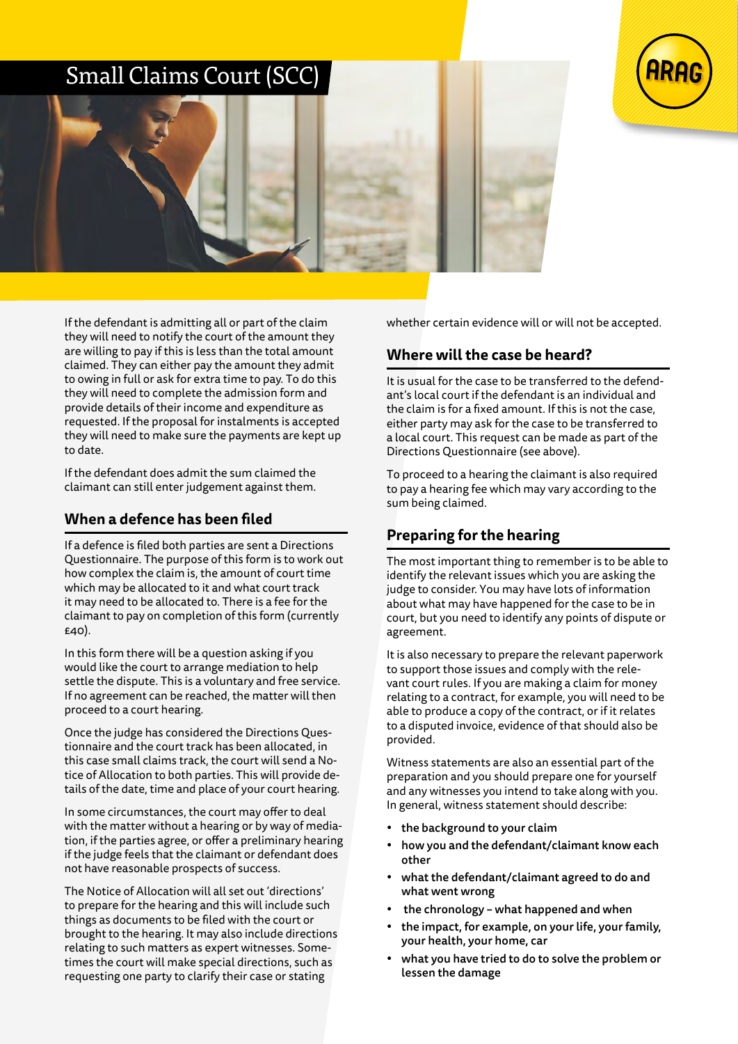# Small Claims Court (SCC)

If the defendant is admitting all or part of the claim they will need to notify the court of the amount they are willing to pay if this is less than the total amount claimed. They can either pay the amount they admit to owing in full or ask for extra time to pay. To do this they will need to complete the admission form and provide details of their income and expenditure as requested. If the proposal for instalments is accepted they will need to make sure the payments are kept up to date.

If the defendant does admit the sum claimed the claimant can still enter judgement against them.

## When a defence has been filed

If a defence is filed both parties are sent a Directions Questionnaire. The purpose of this form is to work out how complex the claim is, the amount of court time which may be allocated to it and what court track it may need to be allocated to. There is a fee for the claimant to pay on completion of this form (currently £40).

In this form there will be a question asking if you would like the court to arrange mediation to help settle the dispute. This is a voluntary and free service. If no agreement can be reached, the matter will then proceed to a court hearing.

Once the judge has considered the Directions Questionnaire and the court track has been allocated, in this case small claims track, the court will send a Notice of Allocation to both parties. This will provide details of the date, time and place of your court hearing.

In some circumstances, the court may offer to deal with the matter without a hearing or by way of mediation, if the parties agree, or offer a preliminary hearing if the judge feels that the claimant or defendant does not have reasonable prospects of success.

The Notice of Allocation will all set out 'directions' to prepare for the hearing and this will include such things as documents to be filed with the court or brought to the hearing. It may also include directions relating to such matters as expert witnesses. Sometimes the court will make special directions, such as requesting one party to clarify their case or stating whether certain evidence will or will not be accepted.

## Where will the case be heard?

It is usual for the case to be transferred to the defendant's local court if the defendant is an individual and the claim is for a fixed amount. If this is not the case, either party may ask for the case to be transferred to a local court. This request can be made as part of the Directions Questionnaire (see above).

To proceed to a hearing the claimant is also required to pay a hearing fee which may vary according to the sum being claimed.

## Preparing for the hearing

The most important thing to remember is to be able to identify the relevant issues which you are asking the judge to consider. You may have lots of information about what may have happened for the case to be in court, but you need to identify any points of dispute or agreement.

It is also necessary to prepare the relevant paperwork to support those issues and comply with the relevant court rules. If you are making a claim for money relating to a contract, for example, you will need to be able to produce a copy of the contract, or if it relates to a disputed invoice, evidence of that should also be provided.

Witness statements are also an essential part of the preparation and you should prepare one for yourself and any witnesses you intend to take along with you. In general, witness statement should describe:

- **the background to your claim**
- **how you and the defendant/claimant know each other**
- **what the defendant/claimant agreed to do and what went wrong**
- **the chronology – what happened and when**
- **the impact, for example, on your life, your family, your health, your home, car**
- **what you have tried to do to solve the problem or lessen the damage**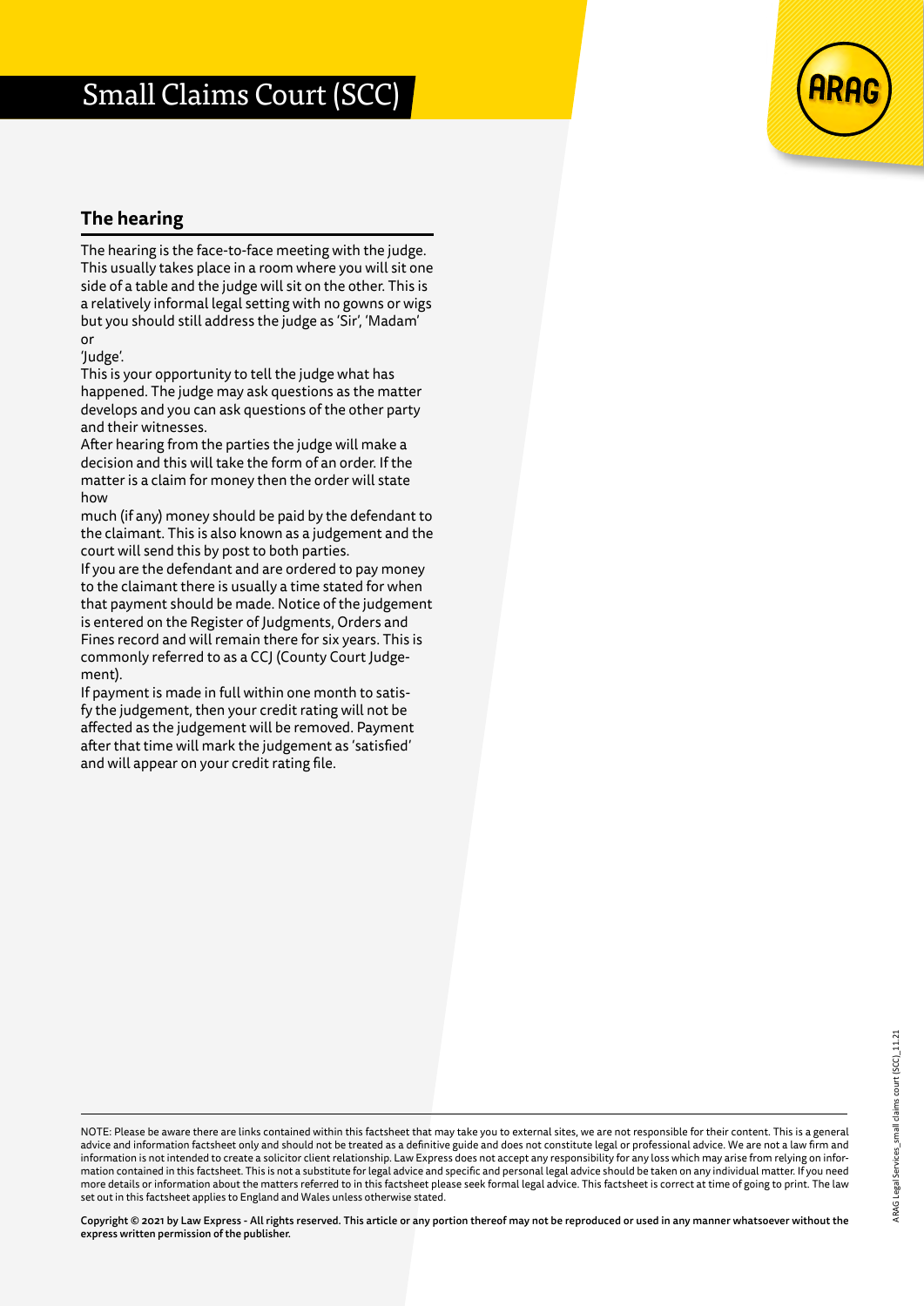## The hearing

The hearing is the face-to-face meeting with the judge. This usually takes place in a room where you will sit one side of a table and the judge will sit on the other. This is a relatively informal legal setting with no gowns or wigs but you should still address the judge as 'Sir', 'Madam' or 'Judge'.

This is your opportunity to tell the judge what has happened. The judge may ask questions as the matter develops and you can ask questions of the other party and their witnesses.

After hearing from the parties the judge will make a decision and this will take the form of an order. If the matter is a claim for money then the order will state how much (if any) money should be paid by the defendant to the claimant. This is also known as a judgement and the court will send this by post to both parties.

If you are the defendant and are ordered to pay money to the claimant there is usually a time stated for when that payment should be made. Notice of the judgement is entered on the Register of Judgments, Orders and Fines record and will remain there for six years. This is commonly referred to as a CCJ (County Court Judgement).

If payment is made in full within one month to satisfy the judgement, then your credit rating will not be affected as the judgement will be removed. Payment after that time will mark the judgement as 'satisfied' and will appear on your credit rating file.

NOTE: Please be aware there are links contained within this factsheet that may take you to external sites, we are not responsible for their content. This is a general advice and information factsheet only and should not be treated as a definitive guide and does not constitute legal or professional advice. We are not a law firm and information is not intended to create a solicitor client relationship. Law Express does not accept any responsibility for any loss which may arise from relying on information contained in this factsheet. This is not a substitute for legal advice and specific and personal legal advice should be taken on any individual matter. If you need more details or information about the matters referred to in this factsheet please seek formal legal advice. This factsheet is correct at time of going to print. The law set out in this factsheet applies to England and Wales unless otherwise stated.

**Copyright © 2021 by Law Express - All rights reserved. This article or any portion thereof may not be reproduced or used in any manner whatsoever without the express written permission of the publisher.**